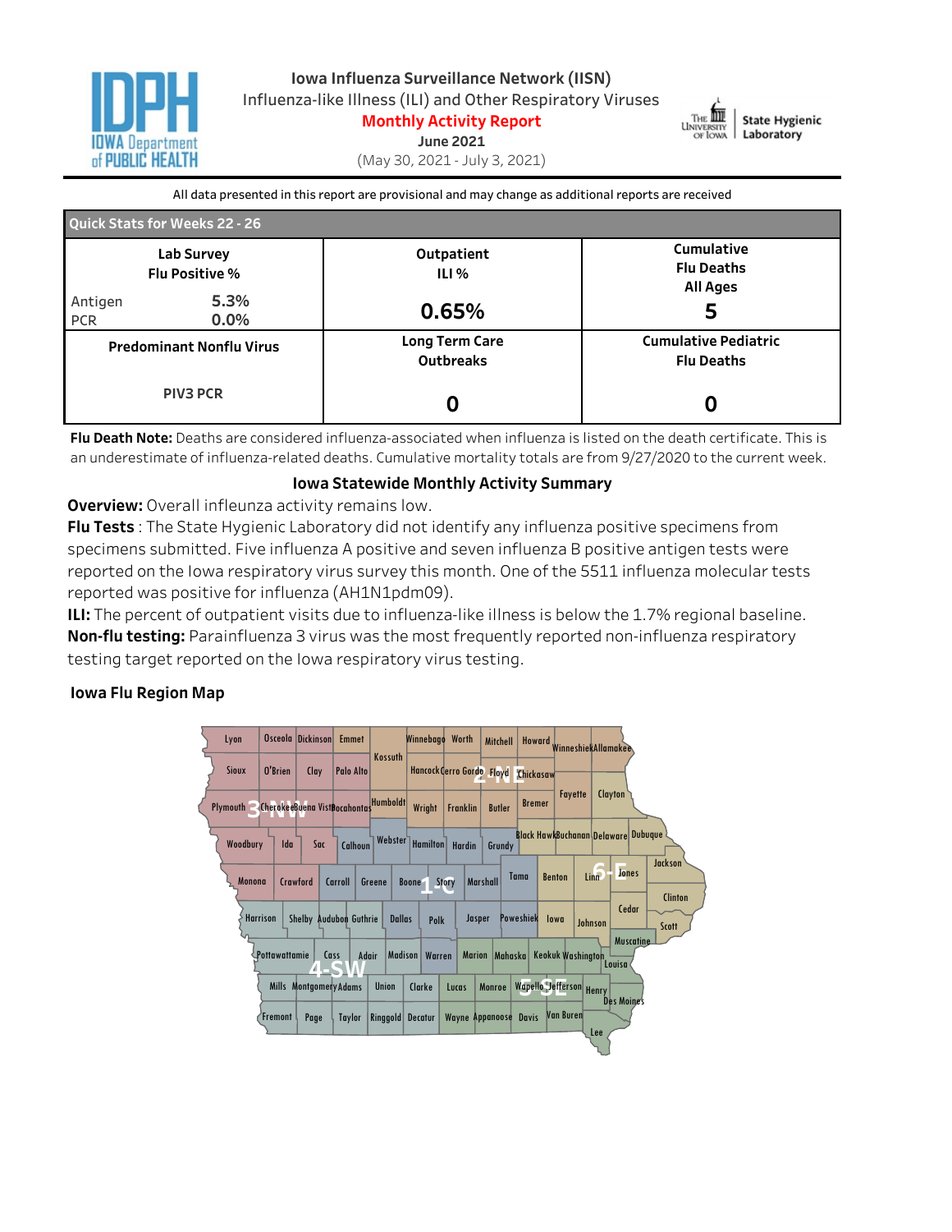# Iowa Influenza Surveillance Network (IISN)

Influenza-like Illness (ILI) and Other Respiratory Viruses

**Monthly Activity Report**

**June 2021**

(May 30, 2021 - July 3, 2021)

All data presented in this report are provisional and may change as additional reports are received

| Quick Stats for Weeks 22 - 26 | | |
|---|---|---|
| **Lab Survey Flu Positive %**<br>Antigen 5.3%<br>PCR 0.0% | **Outpatient ILI %**<br>**0.65%** | **Cumulative Flu Deaths All Ages**<br>**5** |
| **Predominant Nonflu Virus**<br>PIV3 PCR | **Long Term Care Outbreaks**<br>**0** | **Cumulative Pediatric Flu Deaths**<br>**0** |

**Flu Death Note:** Deaths are considered influenza-associated when influenza is listed on the death certificate. This is an underestimate of influenza-related deaths. Cumulative mortality totals are from 9/27/2020 to the current week.

## Iowa Statewide Monthly Activity Summary

**Overview:** Overall infleunza activity remains low.

**Flu Tests** : The State Hygienic Laboratory did not identify any influenza positive specimens from specimens submitted. Five influenza A positive and seven influenza B positive antigen tests were reported on the Iowa respiratory virus survey this month. One of the 5511 influenza molecular tests reported was positive for influenza (AH1N1pdm09).

**ILI:** The percent of outpatient visits due to influenza-like illness is below the 1.7% regional baseline.

**Non-flu testing:** Parainfluenza 3 virus was the most frequently reported non-influenza respiratory testing target reported on the Iowa respiratory virus testing.

### Iowa Flu Region Map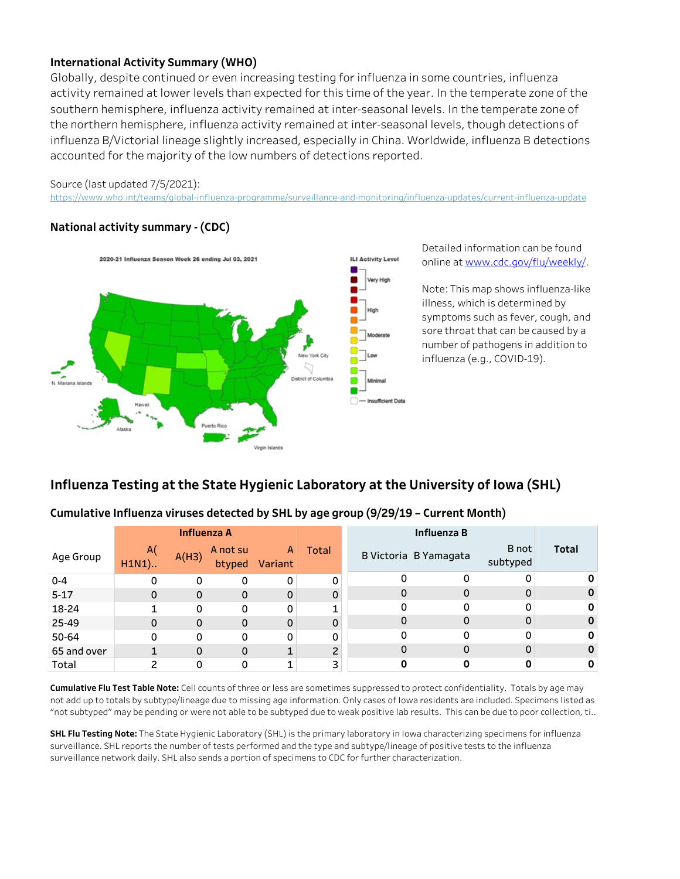### International Activity Summary (WHO)

Globally, despite continued or even increasing testing for influenza in some countries, influenza activity remained at lower levels than expected for this time of the year. In the temperate zone of the southern hemisphere, influenza activity remained at inter-seasonal levels. In the temperate zone of the northern hemisphere, influenza activity remained at inter-seasonal levels, though detections of influenza B/Victorial lineage slightly increased, especially in China. Worldwide, influenza B detections accounted for the majority of the low numbers of detections reported.

Source (last updated 7/5/2021):
https://www.who.int/teams/global-influenza-programme/surveillance-and-monitoring/influenza-updates/current-influenza-update

### National activity summary - (CDC)

2020-21 Influenza Season Week 26 ending Jul 03, 2021

ILI Activity Level: Very High, High, Moderate, Low, Minimal, Insufficient Data

Detailed information can be found online at www.cdc.gov/flu/weekly/.

Note: This map shows influenza-like illness, which is determined by symptoms such as fever, cough, and sore throat that can be caused by a number of pathogens in addition to influenza (e.g., COVID-19).

## Influenza Testing at the State Hygienic Laboratory at the University of Iowa (SHL)

### Cumulative Influenza viruses detected by SHL by age group (9/29/19 – Current Month)

| Age Group | Influenza A | | | | | Influenza B | | | |
|---|---|---|---|---|---|---|---|---|---|
| | A(H1N1).. | A(H3) | A not subtyped | A Variant | Total | B Victoria | B Yamagata | B not subtyped | Total |
| 0-4 | 0 | 0 | 0 | 0 | 0 | 0 | 0 | 0 | **0** |
| 5-17 | 0 | 0 | 0 | 0 | 0 | 0 | 0 | 0 | **0** |
| 18-24 | 1 | 0 | 0 | 0 | 1 | 0 | 0 | 0 | **0** |
| 25-49 | 0 | 0 | 0 | 0 | 0 | 0 | 0 | 0 | **0** |
| 50-64 | 0 | 0 | 0 | 0 | 0 | 0 | 0 | 0 | **0** |
| 65 and over | 1 | 0 | 0 | 1 | 2 | 0 | 0 | 0 | **0** |
| Total | 2 | 0 | 0 | 1 | 3 | **0** | **0** | **0** | **0** |

**Cumulative Flu Test Table Note:** Cell counts of three or less are sometimes suppressed to protect confidentiality. Totals by age may not add up to totals by subtype/lineage due to missing age information. Only cases of Iowa residents are included. Specimens listed as "not subtyped" may be pending or were not able to be subtyped due to weak positive lab results. This can be due to poor collection, ti..

**SHL Flu Testing Note:** The State Hygienic Laboratory (SHL) is the primary laboratory in Iowa characterizing specimens for influenza surveillance. SHL reports the number of tests performed and the type and subtype/lineage of positive tests to the influenza surveillance network daily. SHL also sends a portion of specimens to CDC for further characterization.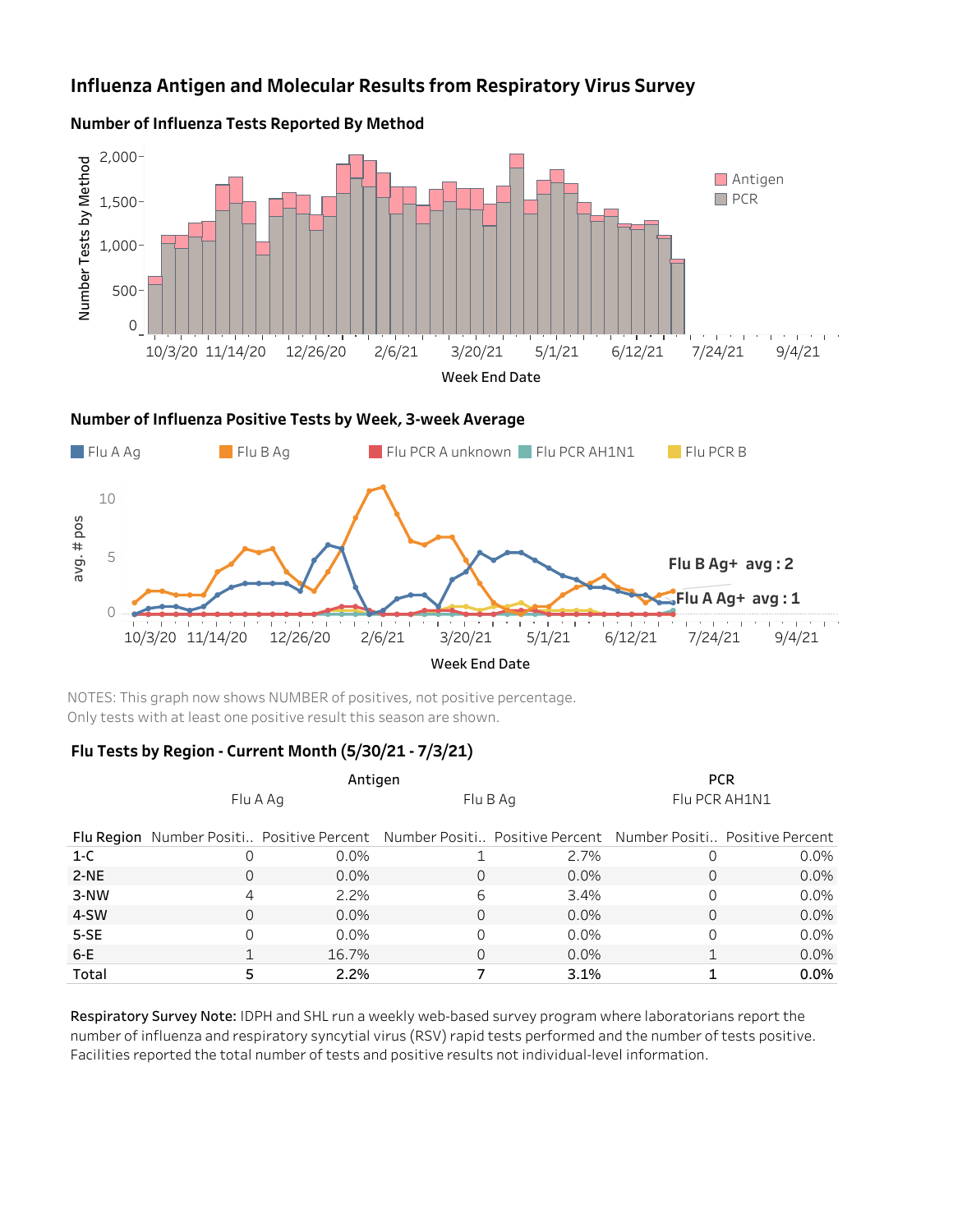# Influenza Antigen and Molecular Results from Respiratory Virus Survey

## Number of Influenza Tests Reported By Method

## Number of Influenza Positive Tests by Week, 3-week Average

Flu B Ag+ avg : 2

Flu A Ag+ avg : 1

NOTES: This graph now shows NUMBER of positives, not positive percentage.
Only tests with at least one positive result this season are shown.

## Flu Tests by Region - Current Month (5/30/21 - 7/3/21)

| | Antigen | | | | PCR | |
|---|---|---|---|---|---|---|
| | Flu A Ag | | Flu B Ag | | Flu PCR AH1N1 | |
| Flu Region | Number Positi.. | Positive Percent | Number Positi.. | Positive Percent | Number Positi.. | Positive Percent |
| 1-C | 0 | 0.0% | 1 | 2.7% | 0 | 0.0% |
| 2-NE | 0 | 0.0% | 0 | 0.0% | 0 | 0.0% |
| 3-NW | 4 | 2.2% | 6 | 3.4% | 0 | 0.0% |
| 4-SW | 0 | 0.0% | 0 | 0.0% | 0 | 0.0% |
| 5-SE | 0 | 0.0% | 0 | 0.0% | 0 | 0.0% |
| 6-E | 1 | 16.7% | 0 | 0.0% | 1 | 0.0% |
| Total | 5 | 2.2% | 7 | 3.1% | 1 | 0.0% |

**Respiratory Survey Note:** IDPH and SHL run a weekly web-based survey program where laboratorians report the number of influenza and respiratory syncytial virus (RSV) rapid tests performed and the number of tests positive. Facilities reported the total number of tests and positive results not individual-level information.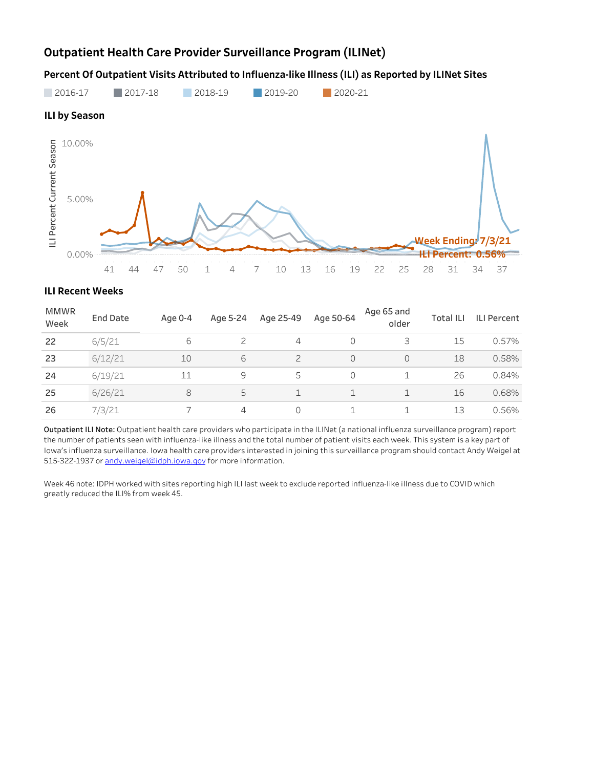# Outpatient Health Care Provider Surveillance Program (ILINet)

## Percent Of Outpatient Visits Attributed to Influenza-like Illness (ILI) as Reported by ILINet Sites

2016-17 2017-18 2018-19 2019-20 2020-21

### ILI by Season

Week Ending: 7/3/21
ILI Percent: 0.56%

### ILI Recent Weeks

| MMWR Week | End Date | Age 0-4 | Age 5-24 | Age 25-49 | Age 50-64 | Age 65 and older | Total ILI | ILI Percent |
|---|---|---|---|---|---|---|---|---|
| 22 | 6/5/21 | 6 | 2 | 4 | 0 | 3 | 15 | 0.57% |
| 23 | 6/12/21 | 10 | 6 | 2 | 0 | 0 | 18 | 0.58% |
| 24 | 6/19/21 | 11 | 9 | 5 | 0 | 1 | 26 | 0.84% |
| 25 | 6/26/21 | 8 | 5 | 1 | 1 | 1 | 16 | 0.68% |
| 26 | 7/3/21 | 7 | 4 | 0 | 1 | 1 | 13 | 0.56% |

**Outpatient ILI Note:** Outpatient health care providers who participate in the ILINet (a national influenza surveillance program) report the number of patients seen with influenza-like illness and the total number of patient visits each week. This system is a key part of Iowa's influenza surveillance. Iowa health care providers interested in joining this surveillance program should contact Andy Weigel at 515-322-1937 or andy.weigel@idph.iowa.gov for more information.

Week 46 note: IDPH worked with sites reporting high ILI last week to exclude reported influenza-like illness due to COVID which greatly reduced the ILI% from week 45.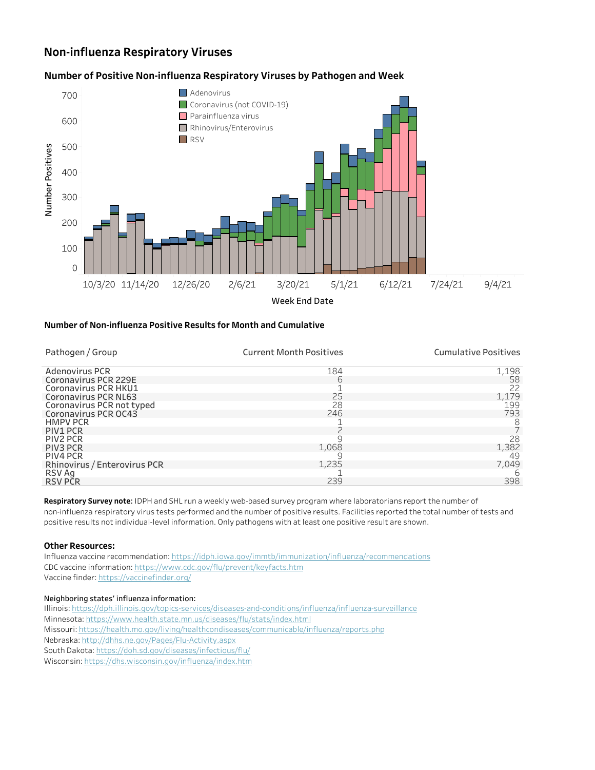## Non-influenza Respiratory Viruses

### Number of Positive Non-influenza Respiratory Viruses by Pathogen and Week

Adenovirus
Coronavirus (not COVID-19)
Parainfluenza virus
Rhinovirus/Enterovirus
RSV

Number Positives
0
100
200
300
400
500
600
700

10/3/20
11/14/20
12/26/20
2/6/21
3/20/21
5/1/21
6/12/21
7/24/21
9/4/21

Week End Date

### Number of Non-influenza Positive Results for Month and Cumulative

| Pathogen / Group | Current Month Positives | Cumulative Positives |
|---|---|---|
| Adenovirus PCR | 184 | 1,198 |
| Coronavirus PCR 229E | 6 | 58 |
| Coronavirus PCR HKU1 | 1 | 22 |
| Coronavirus PCR NL63 | 25 | 1,179 |
| Coronavirus PCR not typed | 28 | 199 |
| Coronavirus PCR OC43 | 246 | 793 |
| HMPV PCR | 1 | 8 |
| PIV1 PCR | 2 | 7 |
| PIV2 PCR | 9 | 28 |
| PIV3 PCR | 1,068 | 1,382 |
| PIV4 PCR | 9 | 49 |
| Rhinovirus / Enterovirus PCR | 1,235 | 7,049 |
| RSV Ag | 1 | 6 |
| RSV PCR | 239 | 398 |

**Respiratory Survey note**: IDPH and SHL run a weekly web-based survey program where laboratorians report the number of non-influenza respiratory virus tests performed and the number of positive results. Facilities reported the total number of tests and positive results not individual-level information. Only pathogens with at least one positive result are shown.

**Other Resources:**

Influenza vaccine recommendation: https://idph.iowa.gov/immtb/immunization/influenza/recommendations
CDC vaccine information: https://www.cdc.gov/flu/prevent/keyfacts.htm
Vaccine finder: https://vaccinefinder.org/

Neighboring states' influenza information:

Illinois: https://dph.illinois.gov/topics-services/diseases-and-conditions/influenza/influenza-surveillance
Minnesota: https://www.health.state.mn.us/diseases/flu/stats/index.html
Missouri: https://health.mo.gov/living/healthcondiseases/communicable/influenza/reports.php
Nebraska: http://dhhs.ne.gov/Pages/Flu-Activity.aspx
South Dakota: https://doh.sd.gov/diseases/infectious/flu/
Wisconsin: https://dhs.wisconsin.gov/influenza/index.htm